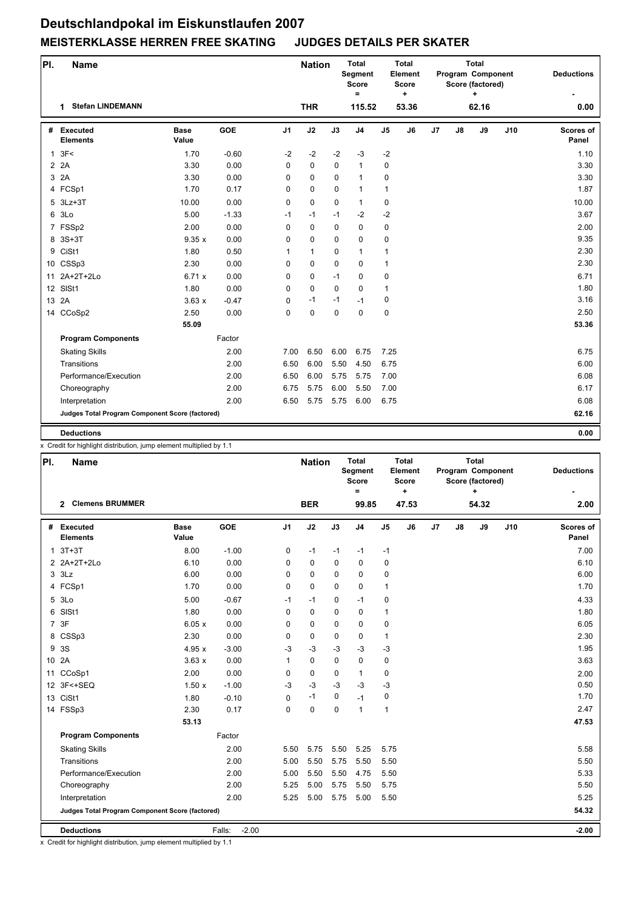# Deutschlandpokal im Eiskunstlaufen 2007

## MEISTERKLASSE HERREN FREE SKATING JUDGES DETAILS PER SKATER

| Pl. | Name | Nation | Total Segment Score = | Total Element Score + | Total Program Component Score (factored) + | Deductions - |
|---|---|---|---|---|---|---|
| 1 | Stefan LINDEMANN | THR | 115.52 | 53.36 | 62.16 | 0.00 |

| # | Executed Elements | Base Value | GOE | J1 | J2 | J3 | J4 | J5 | J6 | J7 | J8 | J9 | J10 | Scores of Panel |
|---|---|---|---|---|---|---|---|---|---|---|---|---|---|---|
| 1 | 3F< | 1.70 | -0.60 | -2 | -2 | -2 | -3 | -2 | | | | | | 1.10 |
| 2 | 2A | 3.30 | 0.00 | 0 | 0 | 0 | 1 | 0 | | | | | | 3.30 |
| 3 | 2A | 3.30 | 0.00 | 0 | 0 | 0 | 1 | 0 | | | | | | 3.30 |
| 4 | FCSp1 | 1.70 | 0.17 | 0 | 0 | 0 | 1 | 1 | | | | | | 1.87 |
| 5 | 3Lz+3T | 10.00 | 0.00 | 0 | 0 | 0 | 1 | 0 | | | | | | 10.00 |
| 6 | 3Lo | 5.00 | -1.33 | -1 | -1 | -1 | -2 | -2 | | | | | | 3.67 |
| 7 | FSSp2 | 2.00 | 0.00 | 0 | 0 | 0 | 0 | 0 | | | | | | 2.00 |
| 8 | 3S+3T | 9.35 x | 0.00 | 0 | 0 | 0 | 0 | 0 | | | | | | 9.35 |
| 9 | CiSt1 | 1.80 | 0.50 | 1 | 1 | 0 | 1 | 1 | | | | | | 2.30 |
| 10 | CSSp3 | 2.30 | 0.00 | 0 | 0 | 0 | 0 | 1 | | | | | | 2.30 |
| 11 | 2A+2T+2Lo | 6.71 x | 0.00 | 0 | 0 | -1 | 0 | 0 | | | | | | 6.71 |
| 12 | SlSt1 | 1.80 | 0.00 | 0 | 0 | 0 | 0 | 1 | | | | | | 1.80 |
| 13 | 2A | 3.63 x | -0.47 | 0 | -1 | -1 | -1 | 0 | | | | | | 3.16 |
| 14 | CCoSp2 | 2.50 | 0.00 | 0 | 0 | 0 | 0 | 0 | | | | | | 2.50 |
| | | 55.09 | | | | | | | | | | | | 53.36 |
| | **Program Components** | | Factor | | | | | | | | | | | |
| | Skating Skills | | 2.00 | 7.00 | 6.50 | 6.00 | 6.75 | 7.25 | | | | | | 6.75 |
| | Transitions | | 2.00 | 6.50 | 6.00 | 5.50 | 4.50 | 6.75 | | | | | | 6.00 |
| | Performance/Execution | | 2.00 | 6.50 | 6.00 | 5.75 | 5.75 | 7.00 | | | | | | 6.08 |
| | Choreography | | 2.00 | 6.75 | 5.75 | 6.00 | 5.50 | 7.00 | | | | | | 6.17 |
| | Interpretation | | 2.00 | 6.50 | 5.75 | 5.75 | 6.00 | 6.75 | | | | | | 6.08 |
| | Judges Total Program Component Score (factored) | | | | | | | | | | | | | 62.16 |
| | **Deductions** | | | | | | | | | | | | | 0.00 |

x Credit for highlight distribution, jump element multiplied by 1.1

| Pl. | Name | Nation | Total Segment Score = | Total Element Score + | Total Program Component Score (factored) + | Deductions - |
|---|---|---|---|---|---|---|
| 2 | Clemens BRUMMER | BER | 99.85 | 47.53 | 54.32 | 2.00 |

| # | Executed Elements | Base Value | GOE | J1 | J2 | J3 | J4 | J5 | J6 | J7 | J8 | J9 | J10 | Scores of Panel |
|---|---|---|---|---|---|---|---|---|---|---|---|---|---|---|
| 1 | 3T+3T | 8.00 | -1.00 | 0 | -1 | -1 | -1 | -1 | | | | | | 7.00 |
| 2 | 2A+2T+2Lo | 6.10 | 0.00 | 0 | 0 | 0 | 0 | 0 | | | | | | 6.10 |
| 3 | 3Lz | 6.00 | 0.00 | 0 | 0 | 0 | 0 | 0 | | | | | | 6.00 |
| 4 | FCSp1 | 1.70 | 0.00 | 0 | 0 | 0 | 0 | 1 | | | | | | 1.70 |
| 5 | 3Lo | 5.00 | -0.67 | -1 | -1 | 0 | -1 | 0 | | | | | | 4.33 |
| 6 | SlSt1 | 1.80 | 0.00 | 0 | 0 | 0 | 0 | 1 | | | | | | 1.80 |
| 7 | 3F | 6.05 x | 0.00 | 0 | 0 | 0 | 0 | 0 | | | | | | 6.05 |
| 8 | CSSp3 | 2.30 | 0.00 | 0 | 0 | 0 | 0 | 1 | | | | | | 2.30 |
| 9 | 3S | 4.95 x | -3.00 | -3 | -3 | -3 | -3 | -3 | | | | | | 1.95 |
| 10 | 2A | 3.63 x | 0.00 | 1 | 0 | 0 | 0 | 0 | | | | | | 3.63 |
| 11 | CCoSp1 | 2.00 | 0.00 | 0 | 0 | 0 | 1 | 0 | | | | | | 2.00 |
| 12 | 3F<+SEQ | 1.50 x | -1.00 | -3 | -3 | -3 | -3 | -3 | | | | | | 0.50 |
| 13 | CiSt1 | 1.80 | -0.10 | 0 | -1 | 0 | -1 | 0 | | | | | | 1.70 |
| 14 | FSSp3 | 2.30 | 0.17 | 0 | 0 | 0 | 1 | 1 | | | | | | 2.47 |
| | | 53.13 | | | | | | | | | | | | 47.53 |
| | **Program Components** | | Factor | | | | | | | | | | | |
| | Skating Skills | | 2.00 | 5.50 | 5.75 | 5.50 | 5.25 | 5.75 | | | | | | 5.58 |
| | Transitions | | 2.00 | 5.00 | 5.50 | 5.75 | 5.50 | 5.50 | | | | | | 5.50 |
| | Performance/Execution | | 2.00 | 5.00 | 5.50 | 5.50 | 4.75 | 5.50 | | | | | | 5.33 |
| | Choreography | | 2.00 | 5.25 | 5.00 | 5.75 | 5.50 | 5.75 | | | | | | 5.50 |
| | Interpretation | | 2.00 | 5.25 | 5.00 | 5.75 | 5.00 | 5.50 | | | | | | 5.25 |
| | Judges Total Program Component Score (factored) | | | | | | | | | | | | | 54.32 |
| | **Deductions** | | Falls: -2.00 | | | | | | | | | | | -2.00 |

x Credit for highlight distribution, jump element multiplied by 1.1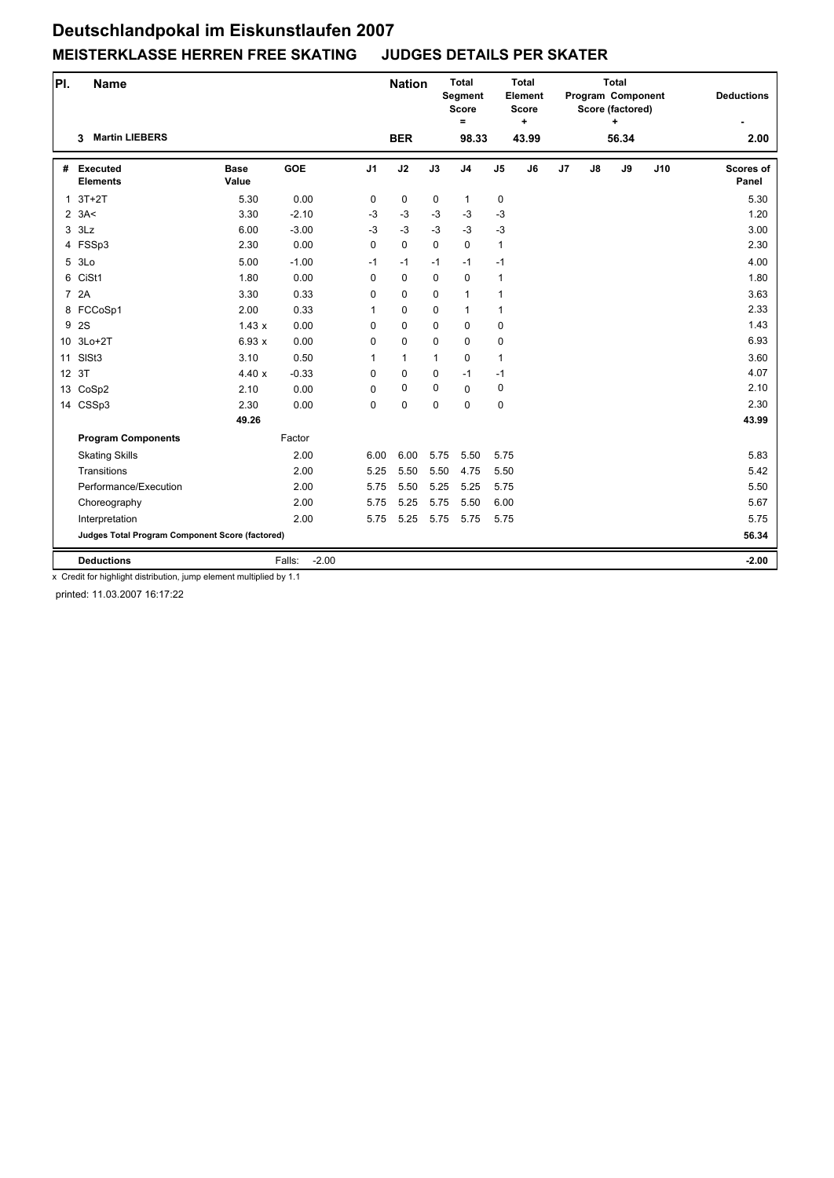# Deutschlandpokal im Eiskunstlaufen 2007

## MEISTERKLASSE HERREN FREE SKATING JUDGES DETAILS PER SKATER

| Pl. | Name | Nation | Total Segment Score = | Total Element Score + | Total Program Component Score (factored) + | Deductions - |
|---|---|---|---|---|---|---|
| 3 | Martin LIEBERS | BER | 98.33 | 43.99 | 56.34 | 2.00 |

| # | Executed Elements | Base Value | | GOE | J1 | J2 | J3 | J4 | J5 | J6 | J7 | J8 | J9 | J10 | Scores of Panel |
|---|---|---|---|---|---|---|---|---|---|---|---|---|---|---|---|
| 1 | 3T+2T | 5.30 | | 0.00 | 0 | 0 | 0 | 1 | 0 | | | | | | 5.30 |
| 2 | 3A< | 3.30 | | -2.10 | -3 | -3 | -3 | -3 | -3 | | | | | | 1.20 |
| 3 | 3Lz | 6.00 | | -3.00 | -3 | -3 | -3 | -3 | -3 | | | | | | 3.00 |
| 4 | FSSp3 | 2.30 | | 0.00 | 0 | 0 | 0 | 0 | 1 | | | | | | 2.30 |
| 5 | 3Lo | 5.00 | | -1.00 | -1 | -1 | -1 | -1 | -1 | | | | | | 4.00 |
| 6 | CiSt1 | 1.80 | | 0.00 | 0 | 0 | 0 | 0 | 1 | | | | | | 1.80 |
| 7 | 2A | 3.30 | | 0.33 | 0 | 0 | 0 | 1 | 1 | | | | | | 3.63 |
| 8 | FCCoSp1 | 2.00 | | 0.33 | 1 | 0 | 0 | 1 | 1 | | | | | | 2.33 |
| 9 | 2S | 1.43 | x | 0.00 | 0 | 0 | 0 | 0 | 0 | | | | | | 1.43 |
| 10 | 3Lo+2T | 6.93 | x | 0.00 | 0 | 0 | 0 | 0 | 0 | | | | | | 6.93 |
| 11 | SlSt3 | 3.10 | | 0.50 | 1 | 1 | 1 | 0 | 1 | | | | | | 3.60 |
| 12 | 3T | 4.40 | x | -0.33 | 0 | 0 | 0 | -1 | -1 | | | | | | 4.07 |
| 13 | CoSp2 | 2.10 | | 0.00 | 0 | 0 | 0 | 0 | 0 | | | | | | 2.10 |
| 14 | CSSp3 | 2.30 | | 0.00 | 0 | 0 | 0 | 0 | 0 | | | | | | 2.30 |
| | | 49.26 | | | | | | | | | | | | | 43.99 |
| | **Program Components** | | | Factor | | | | | | | | | | | |
| | Skating Skills | | | 2.00 | 6.00 | 6.00 | 5.75 | 5.50 | 5.75 | | | | | | 5.83 |
| | Transitions | | | 2.00 | 5.25 | 5.50 | 5.50 | 4.75 | 5.50 | | | | | | 5.42 |
| | Performance/Execution | | | 2.00 | 5.75 | 5.50 | 5.25 | 5.25 | 5.75 | | | | | | 5.50 |
| | Choreography | | | 2.00 | 5.75 | 5.25 | 5.75 | 5.50 | 6.00 | | | | | | 5.67 |
| | Interpretation | | | 2.00 | 5.75 | 5.25 | 5.75 | 5.75 | 5.75 | | | | | | 5.75 |
| | **Judges Total Program Component Score (factored)** | | | | | | | | | | | | | | 56.34 |
| | **Deductions** | | | Falls: -2.00 | | | | | | | | | | | -2.00 |

x Credit for highlight distribution, jump element multiplied by 1.1

printed: 11.03.2007 16:17:22